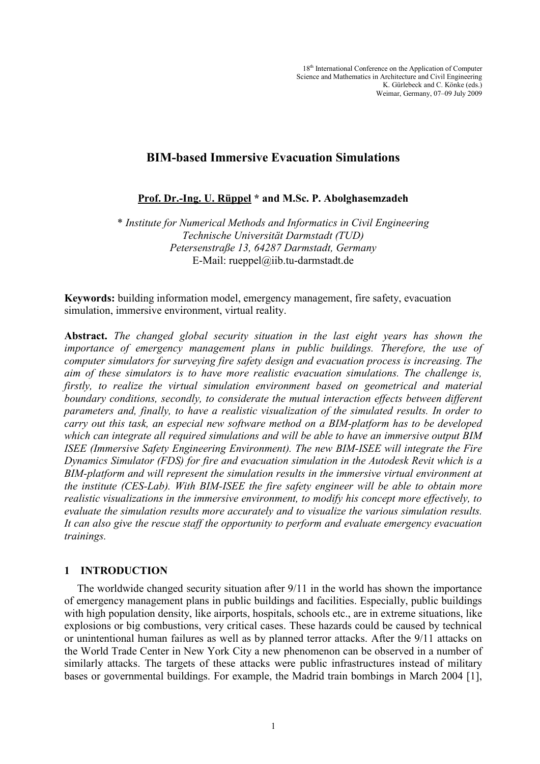18th International Conference on the Application of Computer Science and Mathematics in Architecture and Civil Engineering
K. Gürlebeck and C. Könke (eds.)
Weimar, Germany, 07–09 July 2009

# BIM-based Immersive Evacuation Simulations

**Prof. Dr.-Ing. U. Rüppel * and M.Sc. P. Abolghasemzadeh**

\* *Institute for Numerical Methods and Informatics in Civil Engineering*
*Technische Universität Darmstadt (TUD)*
*Petersenstraße 13, 64287 Darmstadt, Germany*
E-Mail: rueppel@iib.tu-darmstadt.de

**Keywords:** building information model, emergency management, fire safety, evacuation simulation, immersive environment, virtual reality.

**Abstract.** *The changed global security situation in the last eight years has shown the importance of emergency management plans in public buildings. Therefore, the use of computer simulators for surveying fire safety design and evacuation process is increasing. The aim of these simulators is to have more realistic evacuation simulations. The challenge is, firstly, to realize the virtual simulation environment based on geometrical and material boundary conditions, secondly, to considerate the mutual interaction effects between different parameters and, finally, to have a realistic visualization of the simulated results. In order to carry out this task, an especial new software method on a BIM-platform has to be developed which can integrate all required simulations and will be able to have an immersive output BIM ISEE (Immersive Safety Engineering Environment). The new BIM-ISEE will integrate the Fire Dynamics Simulator (FDS) for fire and evacuation simulation in the Autodesk Revit which is a BIM-platform and will represent the simulation results in the immersive virtual environment at the institute (CES-Lab). With BIM-ISEE the fire safety engineer will be able to obtain more realistic visualizations in the immersive environment, to modify his concept more effectively, to evaluate the simulation results more accurately and to visualize the various simulation results. It can also give the rescue staff the opportunity to perform and evaluate emergency evacuation trainings.*

## 1 INTRODUCTION

The worldwide changed security situation after 9/11 in the world has shown the importance of emergency management plans in public buildings and facilities. Especially, public buildings with high population density, like airports, hospitals, schools etc., are in extreme situations, like explosions or big combustions, very critical cases. These hazards could be caused by technical or unintentional human failures as well as by planned terror attacks. After the 9/11 attacks on the World Trade Center in New York City a new phenomenon can be observed in a number of similarly attacks. The targets of these attacks were public infrastructures instead of military bases or governmental buildings. For example, the Madrid train bombings in March 2004 [1],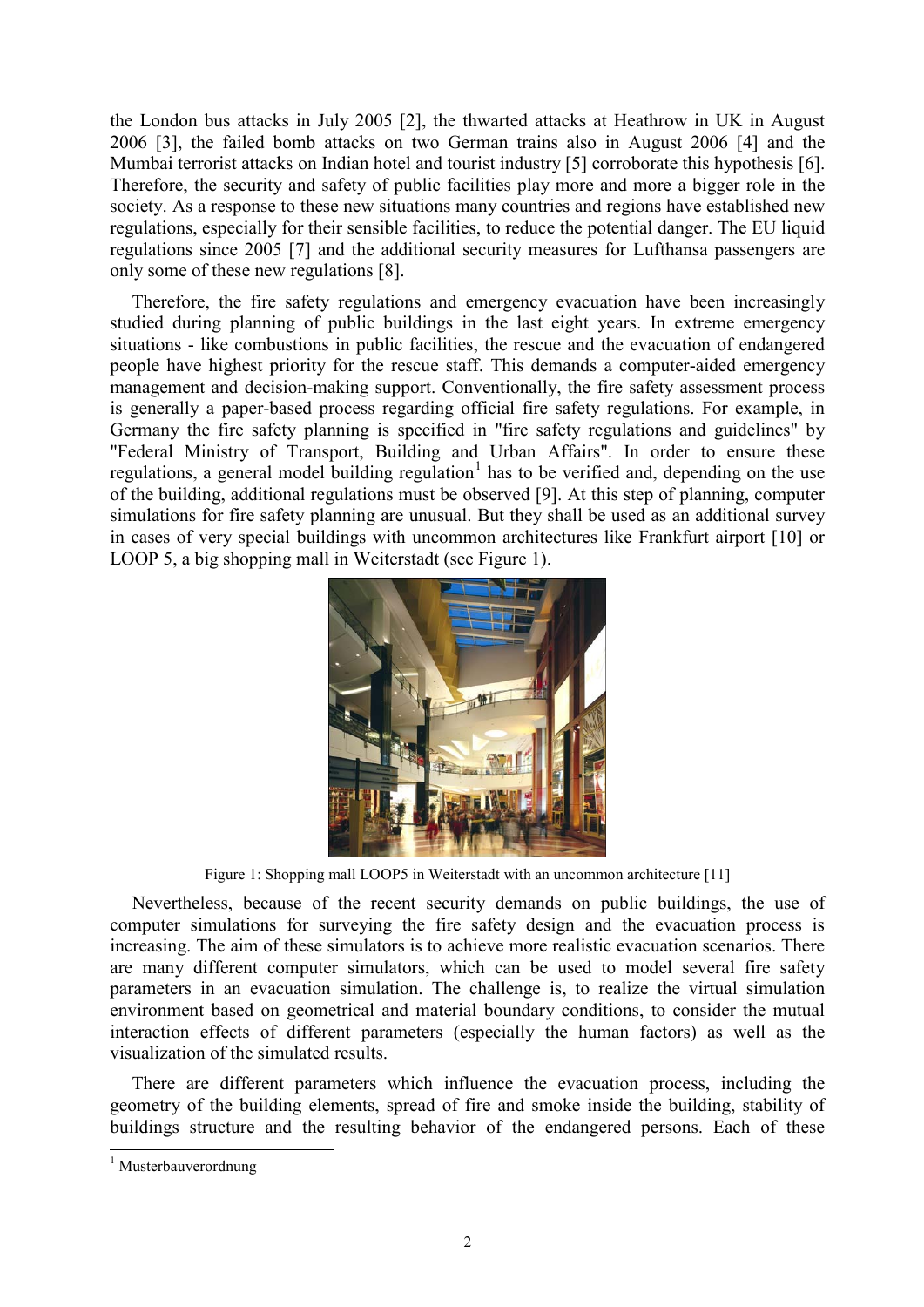the London bus attacks in July 2005 [2], the thwarted attacks at Heathrow in UK in August 2006 [3], the failed bomb attacks on two German trains also in August 2006 [4] and the Mumbai terrorist attacks on Indian hotel and tourist industry [5] corroborate this hypothesis [6]. Therefore, the security and safety of public facilities play more and more a bigger role in the society. As a response to these new situations many countries and regions have established new regulations, especially for their sensible facilities, to reduce the potential danger. The EU liquid regulations since 2005 [7] and the additional security measures for Lufthansa passengers are only some of these new regulations [8].

Therefore, the fire safety regulations and emergency evacuation have been increasingly studied during planning of public buildings in the last eight years. In extreme emergency situations - like combustions in public facilities, the rescue and the evacuation of endangered people have highest priority for the rescue staff. This demands a computer-aided emergency management and decision-making support. Conventionally, the fire safety assessment process is generally a paper-based process regarding official fire safety regulations. For example, in Germany the fire safety planning is specified in "fire safety regulations and guidelines" by "Federal Ministry of Transport, Building and Urban Affairs". In order to ensure these regulations, a general model building regulation[1] has to be verified and, depending on the use of the building, additional regulations must be observed [9]. At this step of planning, computer simulations for fire safety planning are unusual. But they shall be used as an additional survey in cases of very special buildings with uncommon architectures like Frankfurt airport [10] or LOOP 5, a big shopping mall in Weiterstadt (see Figure 1).

Figure 1: Shopping mall LOOP5 in Weiterstadt with an uncommon architecture [11]

Nevertheless, because of the recent security demands on public buildings, the use of computer simulations for surveying the fire safety design and the evacuation process is increasing. The aim of these simulators is to achieve more realistic evacuation scenarios. There are many different computer simulators, which can be used to model several fire safety parameters in an evacuation simulation. The challenge is, to realize the virtual simulation environment based on geometrical and material boundary conditions, to consider the mutual interaction effects of different parameters (especially the human factors) as well as the visualization of the simulated results.

There are different parameters which influence the evacuation process, including the geometry of the building elements, spread of fire and smoke inside the building, stability of buildings structure and the resulting behavior of the endangered persons. Each of these

[1] Musterbauverordnung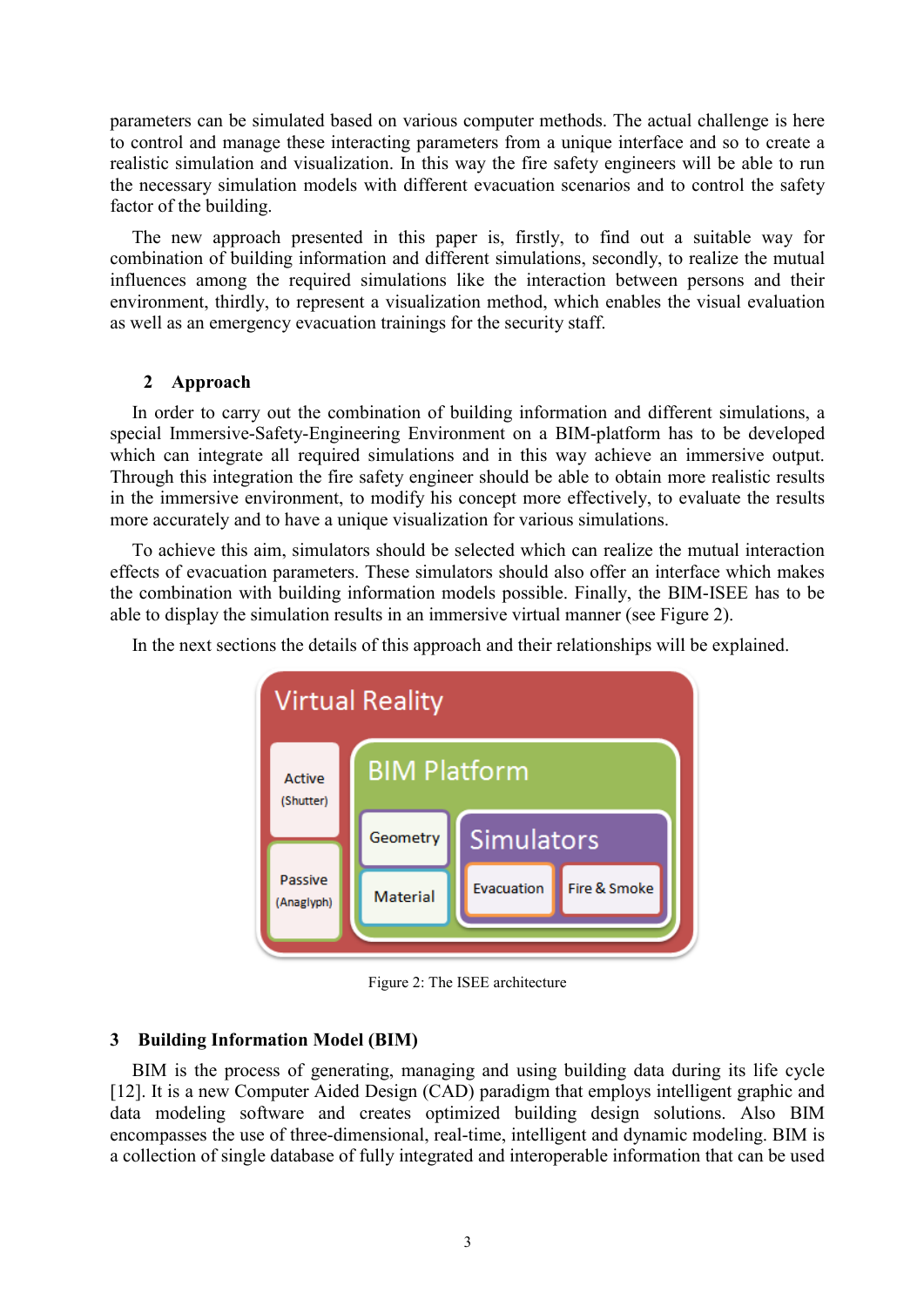parameters can be simulated based on various computer methods. The actual challenge is here to control and manage these interacting parameters from a unique interface and so to create a realistic simulation and visualization. In this way the fire safety engineers will be able to run the necessary simulation models with different evacuation scenarios and to control the safety factor of the building.

The new approach presented in this paper is, firstly, to find out a suitable way for combination of building information and different simulations, secondly, to realize the mutual influences among the required simulations like the interaction between persons and their environment, thirdly, to represent a visualization method, which enables the visual evaluation as well as an emergency evacuation trainings for the security staff.

## 2 Approach

In order to carry out the combination of building information and different simulations, a special Immersive-Safety-Engineering Environment on a BIM-platform has to be developed which can integrate all required simulations and in this way achieve an immersive output. Through this integration the fire safety engineer should be able to obtain more realistic results in the immersive environment, to modify his concept more effectively, to evaluate the results more accurately and to have a unique visualization for various simulations.

To achieve this aim, simulators should be selected which can realize the mutual interaction effects of evacuation parameters. These simulators should also offer an interface which makes the combination with building information models possible. Finally, the BIM-ISEE has to be able to display the simulation results in an immersive virtual manner (see Figure 2).

In the next sections the details of this approach and their relationships will be explained.

Virtual Reality

Active (Shutter)

Passive (Anaglyph)

BIM Platform

Geometry

Material

Simulators

Evacuation

Fire & Smoke

Figure 2: The ISEE architecture

## 3 Building Information Model (BIM)

BIM is the process of generating, managing and using building data during its life cycle [12]. It is a new Computer Aided Design (CAD) paradigm that employs intelligent graphic and data modeling software and creates optimized building design solutions. Also BIM encompasses the use of three-dimensional, real-time, intelligent and dynamic modeling. BIM is a collection of single database of fully integrated and interoperable information that can be used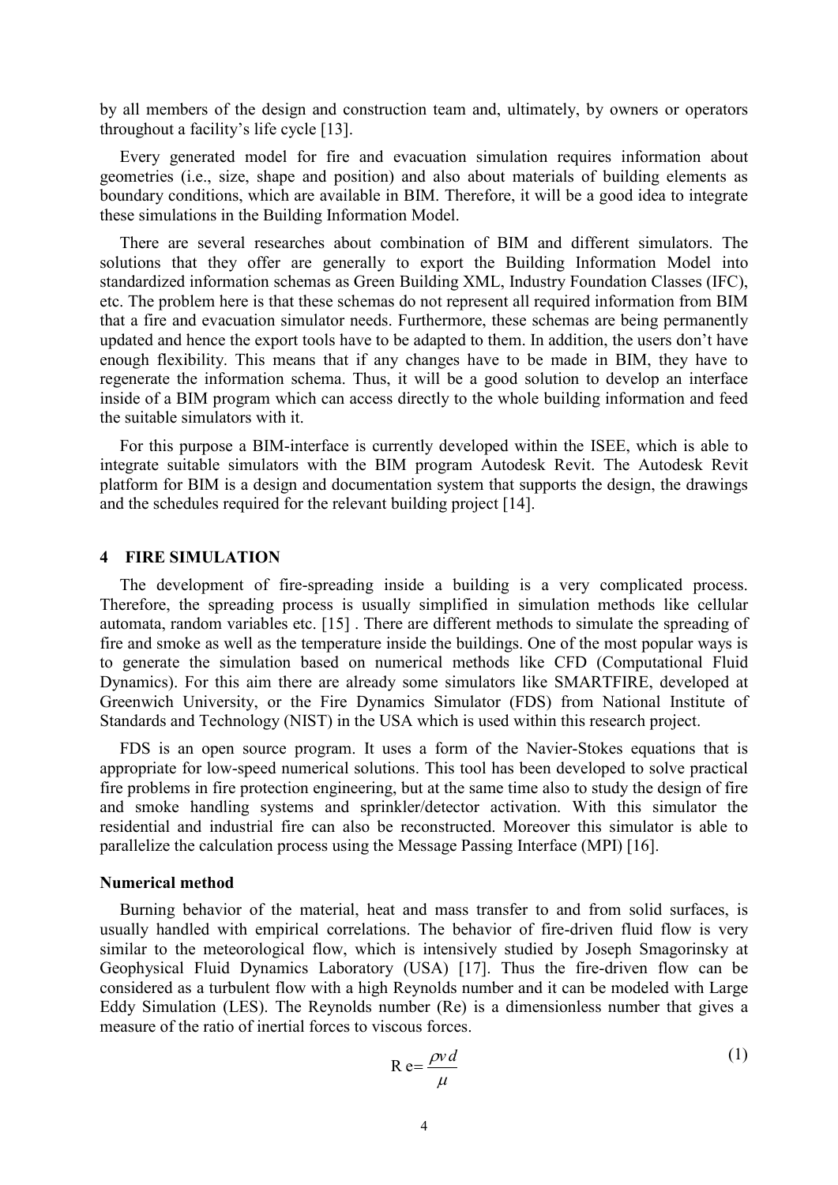by all members of the design and construction team and, ultimately, by owners or operators throughout a facility's life cycle [13].

Every generated model for fire and evacuation simulation requires information about geometries (i.e., size, shape and position) and also about materials of building elements as boundary conditions, which are available in BIM. Therefore, it will be a good idea to integrate these simulations in the Building Information Model.

There are several researches about combination of BIM and different simulators. The solutions that they offer are generally to export the Building Information Model into standardized information schemas as Green Building XML, Industry Foundation Classes (IFC), etc. The problem here is that these schemas do not represent all required information from BIM that a fire and evacuation simulator needs. Furthermore, these schemas are being permanently updated and hence the export tools have to be adapted to them. In addition, the users don't have enough flexibility. This means that if any changes have to be made in BIM, they have to regenerate the information schema. Thus, it will be a good solution to develop an interface inside of a BIM program which can access directly to the whole building information and feed the suitable simulators with it.

For this purpose a BIM-interface is currently developed within the ISEE, which is able to integrate suitable simulators with the BIM program Autodesk Revit. The Autodesk Revit platform for BIM is a design and documentation system that supports the design, the drawings and the schedules required for the relevant building project [14].

## 4 FIRE SIMULATION

The development of fire-spreading inside a building is a very complicated process. Therefore, the spreading process is usually simplified in simulation methods like cellular automata, random variables etc. [15] . There are different methods to simulate the spreading of fire and smoke as well as the temperature inside the buildings. One of the most popular ways is to generate the simulation based on numerical methods like CFD (Computational Fluid Dynamics). For this aim there are already some simulators like SMARTFIRE, developed at Greenwich University, or the Fire Dynamics Simulator (FDS) from National Institute of Standards and Technology (NIST) in the USA which is used within this research project.

FDS is an open source program. It uses a form of the Navier-Stokes equations that is appropriate for low-speed numerical solutions. This tool has been developed to solve practical fire problems in fire protection engineering, but at the same time also to study the design of fire and smoke handling systems and sprinkler/detector activation. With this simulator the residential and industrial fire can also be reconstructed. Moreover this simulator is able to parallelize the calculation process using the Message Passing Interface (MPI) [16].

### Numerical method

Burning behavior of the material, heat and mass transfer to and from solid surfaces, is usually handled with empirical correlations. The behavior of fire-driven fluid flow is very similar to the meteorological flow, which is intensively studied by Joseph Smagorinsky at Geophysical Fluid Dynamics Laboratory (USA) [17]. Thus the fire-driven flow can be considered as a turbulent flow with a high Reynolds number and it can be modeled with Large Eddy Simulation (LES). The Reynolds number (Re) is a dimensionless number that gives a measure of the ratio of inertial forces to viscous forces.

$$Re = \frac{\rho v d}{\mu} \tag{1}$$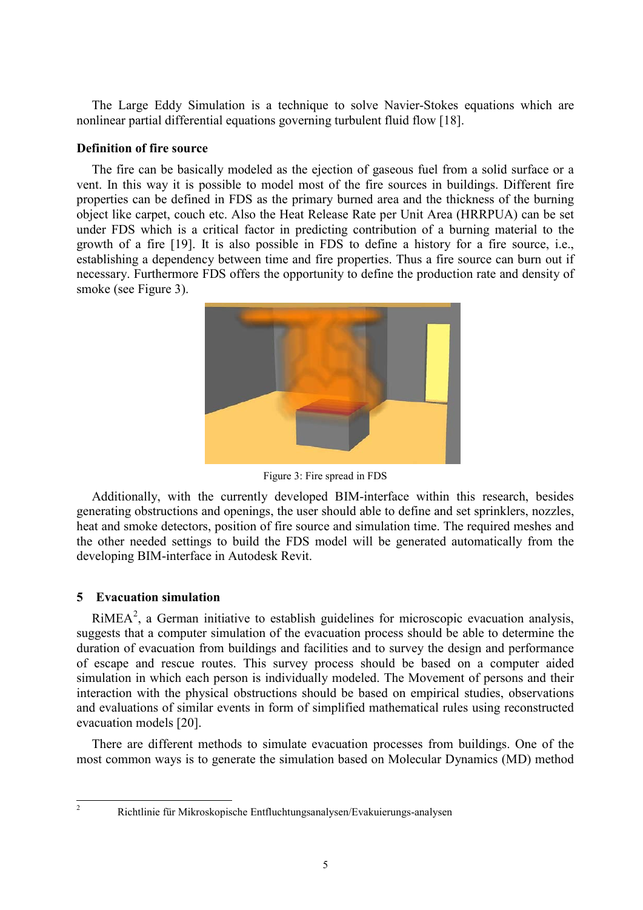The Large Eddy Simulation is a technique to solve Navier-Stokes equations which are nonlinear partial differential equations governing turbulent fluid flow [18].

**Definition of fire source**

The fire can be basically modeled as the ejection of gaseous fuel from a solid surface or a vent. In this way it is possible to model most of the fire sources in buildings. Different fire properties can be defined in FDS as the primary burned area and the thickness of the burning object like carpet, couch etc. Also the Heat Release Rate per Unit Area (HRRPUA) can be set under FDS which is a critical factor in predicting contribution of a burning material to the growth of a fire [19]. It is also possible in FDS to define a history for a fire source, i.e., establishing a dependency between time and fire properties. Thus a fire source can burn out if necessary. Furthermore FDS offers the opportunity to define the production rate and density of smoke (see Figure 3).

Figure 3: Fire spread in FDS

Additionally, with the currently developed BIM-interface within this research, besides generating obstructions and openings, the user should able to define and set sprinklers, nozzles, heat and smoke detectors, position of fire source and simulation time. The required meshes and the other needed settings to build the FDS model will be generated automatically from the developing BIM-interface in Autodesk Revit.

## 5 Evacuation simulation

RiMEA[2], a German initiative to establish guidelines for microscopic evacuation analysis, suggests that a computer simulation of the evacuation process should be able to determine the duration of evacuation from buildings and facilities and to survey the design and performance of escape and rescue routes. This survey process should be based on a computer aided simulation in which each person is individually modeled. The Movement of persons and their interaction with the physical obstructions should be based on empirical studies, observations and evaluations of similar events in form of simplified mathematical rules using reconstructed evacuation models [20].

There are different methods to simulate evacuation processes from buildings. One of the most common ways is to generate the simulation based on Molecular Dynamics (MD) method

[2] Richtlinie für Mikroskopische Entfluchtungsanalysen/Evakuierungs-analysen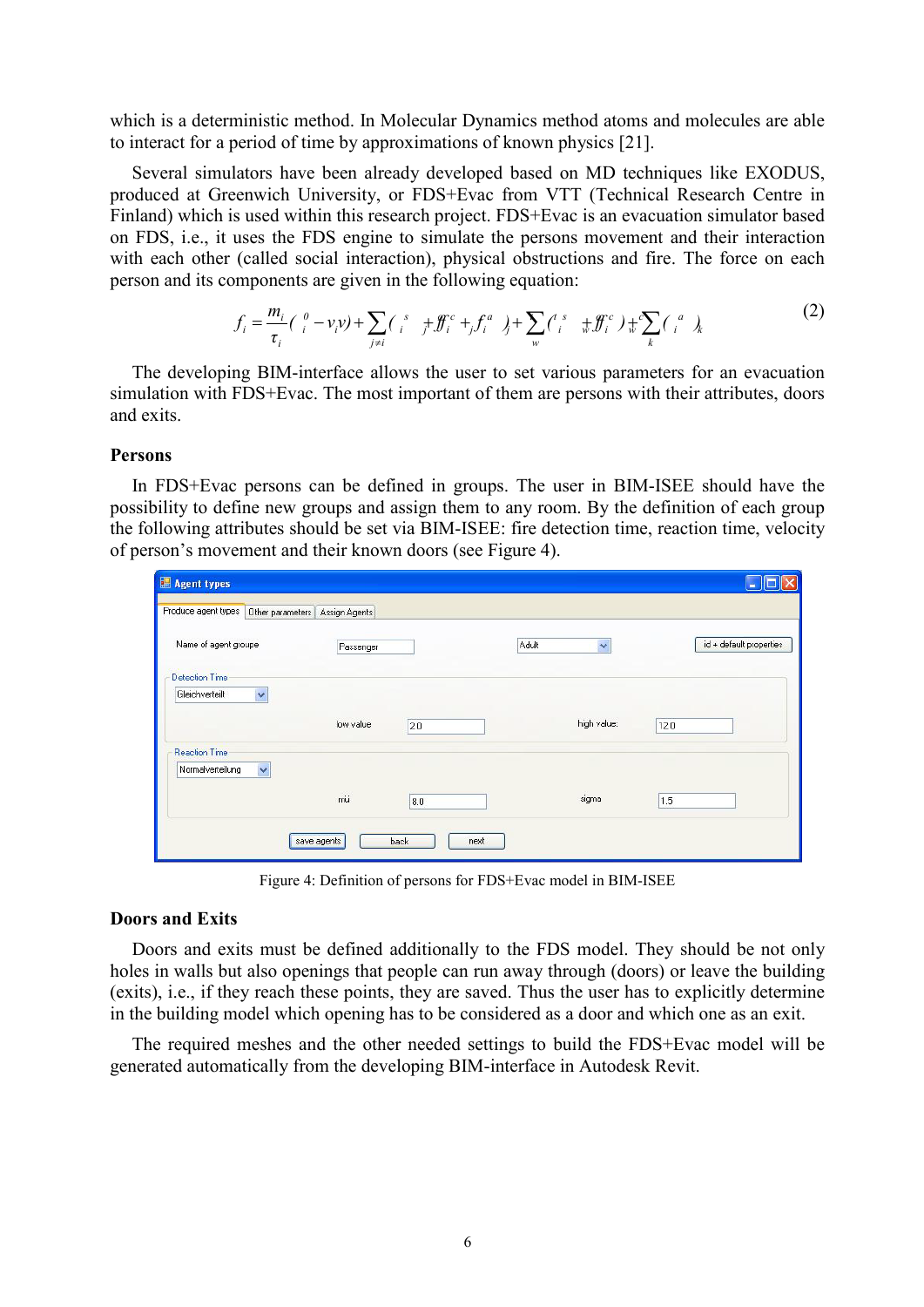which is a deterministic method. In Molecular Dynamics method atoms and molecules are able to interact for a period of time by approximations of known physics [21].

Several simulators have been already developed based on MD techniques like EXODUS, produced at Greenwich University, or FDS+Evac from VTT (Technical Research Centre in Finland) which is used within this research project. FDS+Evac is an evacuation simulator based on FDS, i.e., it uses the FDS engine to simulate the persons movement and their interaction with each other (called social interaction), physical obstructions and fire. The force on each person and its components are given in the following equation:

$$f_i = \frac{m_i}{\tau_i}\left(v_i^0 - v_i\right) + \sum_{j \neq i}\left(f_{ij}^s + f_{ij}^c + f_{ij}^a\right) + \sum_{w}\left(f_{iw}^s + f_{iw}^c\right) + \sum_{k}\left(f_{ik}^a\right) \tag{2}$$

The developing BIM-interface allows the user to set various parameters for an evacuation simulation with FDS+Evac. The most important of them are persons with their attributes, doors and exits.

### Persons

In FDS+Evac persons can be defined in groups. The user in BIM-ISEE should have the possibility to define new groups and assign them to any room. By the definition of each group the following attributes should be set via BIM-ISEE: fire detection time, reaction time, velocity of person's movement and their known doors (see Figure 4).

Figure 4: Definition of persons for FDS+Evac model in BIM-ISEE

### Doors and Exits

Doors and exits must be defined additionally to the FDS model. They should be not only holes in walls but also openings that people can run away through (doors) or leave the building (exits), i.e., if they reach these points, they are saved. Thus the user has to explicitly determine in the building model which opening has to be considered as a door and which one as an exit.

The required meshes and the other needed settings to build the FDS+Evac model will be generated automatically from the developing BIM-interface in Autodesk Revit.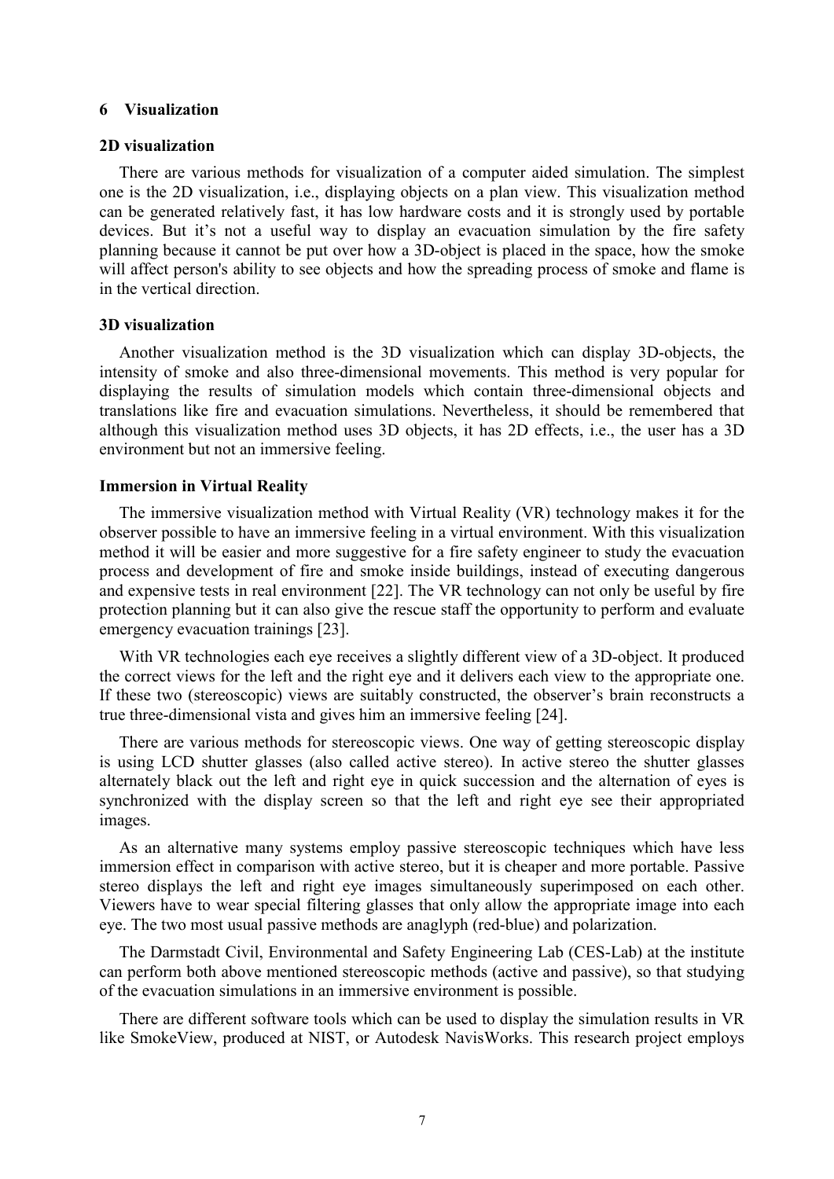## 6 Visualization

### 2D visualization

There are various methods for visualization of a computer aided simulation. The simplest one is the 2D visualization, i.e., displaying objects on a plan view. This visualization method can be generated relatively fast, it has low hardware costs and it is strongly used by portable devices. But it's not a useful way to display an evacuation simulation by the fire safety planning because it cannot be put over how a 3D-object is placed in the space, how the smoke will affect person's ability to see objects and how the spreading process of smoke and flame is in the vertical direction.

### 3D visualization

Another visualization method is the 3D visualization which can display 3D-objects, the intensity of smoke and also three-dimensional movements. This method is very popular for displaying the results of simulation models which contain three-dimensional objects and translations like fire and evacuation simulations. Nevertheless, it should be remembered that although this visualization method uses 3D objects, it has 2D effects, i.e., the user has a 3D environment but not an immersive feeling.

### Immersion in Virtual Reality

The immersive visualization method with Virtual Reality (VR) technology makes it for the observer possible to have an immersive feeling in a virtual environment. With this visualization method it will be easier and more suggestive for a fire safety engineer to study the evacuation process and development of fire and smoke inside buildings, instead of executing dangerous and expensive tests in real environment [22]. The VR technology can not only be useful by fire protection planning but it can also give the rescue staff the opportunity to perform and evaluate emergency evacuation trainings [23].

With VR technologies each eye receives a slightly different view of a 3D-object. It produced the correct views for the left and the right eye and it delivers each view to the appropriate one. If these two (stereoscopic) views are suitably constructed, the observer's brain reconstructs a true three-dimensional vista and gives him an immersive feeling [24].

There are various methods for stereoscopic views. One way of getting stereoscopic display is using LCD shutter glasses (also called active stereo). In active stereo the shutter glasses alternately black out the left and right eye in quick succession and the alternation of eyes is synchronized with the display screen so that the left and right eye see their appropriated images.

As an alternative many systems employ passive stereoscopic techniques which have less immersion effect in comparison with active stereo, but it is cheaper and more portable. Passive stereo displays the left and right eye images simultaneously superimposed on each other. Viewers have to wear special filtering glasses that only allow the appropriate image into each eye. The two most usual passive methods are anaglyph (red-blue) and polarization.

The Darmstadt Civil, Environmental and Safety Engineering Lab (CES-Lab) at the institute can perform both above mentioned stereoscopic methods (active and passive), so that studying of the evacuation simulations in an immersive environment is possible.

There are different software tools which can be used to display the simulation results in VR like SmokeView, produced at NIST, or Autodesk NavisWorks. This research project employs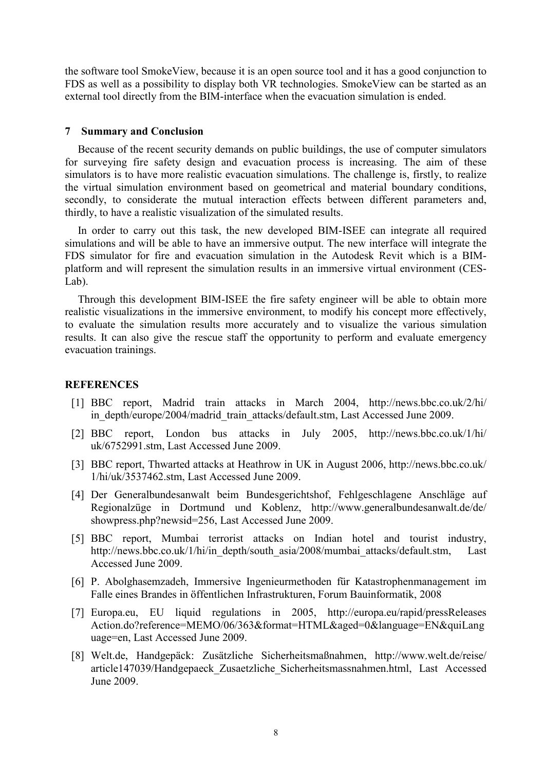the software tool SmokeView, because it is an open source tool and it has a good conjunction to FDS as well as a possibility to display both VR technologies. SmokeView can be started as an external tool directly from the BIM-interface when the evacuation simulation is ended.

## 7 Summary and Conclusion

Because of the recent security demands on public buildings, the use of computer simulators for surveying fire safety design and evacuation process is increasing. The aim of these simulators is to have more realistic evacuation simulations. The challenge is, firstly, to realize the virtual simulation environment based on geometrical and material boundary conditions, secondly, to considerate the mutual interaction effects between different parameters and, thirdly, to have a realistic visualization of the simulated results.

In order to carry out this task, the new developed BIM-ISEE can integrate all required simulations and will be able to have an immersive output. The new interface will integrate the FDS simulator for fire and evacuation simulation in the Autodesk Revit which is a BIM-platform and will represent the simulation results in an immersive virtual environment (CES-Lab).

Through this development BIM-ISEE the fire safety engineer will be able to obtain more realistic visualizations in the immersive environment, to modify his concept more effectively, to evaluate the simulation results more accurately and to visualize the various simulation results. It can also give the rescue staff the opportunity to perform and evaluate emergency evacuation trainings.

## REFERENCES

[1] BBC report, Madrid train attacks in March 2004, http://news.bbc.co.uk/2/hi/in_depth/europe/2004/madrid_train_attacks/default.stm, Last Accessed June 2009.

[2] BBC report, London bus attacks in July 2005, http://news.bbc.co.uk/1/hi/uk/6752991.stm, Last Accessed June 2009.

[3] BBC report, Thwarted attacks at Heathrow in UK in August 2006, http://news.bbc.co.uk/1/hi/uk/3537462.stm, Last Accessed June 2009.

[4] Der Generalbundesanwalt beim Bundesgerichtshof, Fehlgeschlagene Anschläge auf Regionalzüge in Dortmund und Koblenz, http://www.generalbundesanwalt.de/de/showpress.php?newsid=256, Last Accessed June 2009.

[5] BBC report, Mumbai terrorist attacks on Indian hotel and tourist industry, http://news.bbc.co.uk/1/hi/in_depth/south_asia/2008/mumbai_attacks/default.stm, Last Accessed June 2009.

[6] P. Abolghasemzadeh, Immersive Ingenieurmethoden für Katastrophenmanagement im Falle eines Brandes in öffentlichen Infrastrukturen, Forum Bauinformatik, 2008

[7] Europa.eu, EU liquid regulations in 2005, http://europa.eu/rapid/pressReleasesAction.do?reference=MEMO/06/363&format=HTML&aged=0&language=EN&quiLanguage=en, Last Accessed June 2009.

[8] Welt.de, Handgepäck: Zusätzliche Sicherheitsmaßnahmen, http://www.welt.de/reise/article147039/Handgepaeck_Zusaetzliche_Sicherheitsmassnahmen.html, Last Accessed June 2009.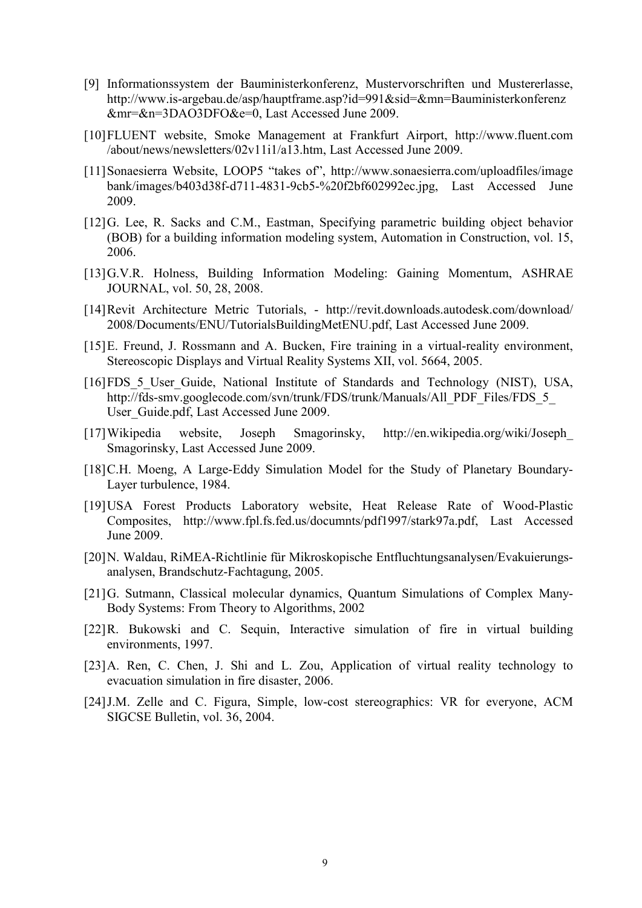[9] Informationssystem der Bauministerkonferenz, Mustervorschriften und Mustererlasse, http://www.is-argebau.de/asp/hauptframe.asp?id=991&sid=&mn=Bauministerkonferenz &mr=&n=3DAO3DFO&e=0, Last Accessed June 2009.

[10] FLUENT website, Smoke Management at Frankfurt Airport, http://www.fluent.com /about/news/newsletters/02v11i1/a13.htm, Last Accessed June 2009.

[11] Sonaesierra Website, LOOP5 "takes of", http://www.sonaesierra.com/uploadfiles/image bank/images/b403d38f-d711-4831-9cb5-%20f2bf602992ec.jpg, Last Accessed June 2009.

[12] G. Lee, R. Sacks and C.M., Eastman, Specifying parametric building object behavior (BOB) for a building information modeling system, Automation in Construction, vol. 15, 2006.

[13] G.V.R. Holness, Building Information Modeling: Gaining Momentum, ASHRAE JOURNAL, vol. 50, 28, 2008.

[14] Revit Architecture Metric Tutorials, - http://revit.downloads.autodesk.com/download/ 2008/Documents/ENU/TutorialsBuildingMetENU.pdf, Last Accessed June 2009.

[15] E. Freund, J. Rossmann and A. Bucken, Fire training in a virtual-reality environment, Stereoscopic Displays and Virtual Reality Systems XII, vol. 5664, 2005.

[16] FDS_5_User_Guide, National Institute of Standards and Technology (NIST), USA, http://fds-smv.googlecode.com/svn/trunk/FDS/trunk/Manuals/All_PDF_Files/FDS_5_ User_Guide.pdf, Last Accessed June 2009.

[17] Wikipedia website, Joseph Smagorinsky, http://en.wikipedia.org/wiki/Joseph_ Smagorinsky, Last Accessed June 2009.

[18] C.H. Moeng, A Large-Eddy Simulation Model for the Study of Planetary Boundary-Layer turbulence, 1984.

[19] USA Forest Products Laboratory website, Heat Release Rate of Wood-Plastic Composites, http://www.fpl.fs.fed.us/documnts/pdf1997/stark97a.pdf, Last Accessed June 2009.

[20] N. Waldau, RiMEA-Richtlinie für Mikroskopische Entfluchtungsanalysen/Evakuierungs-analysen, Brandschutz-Fachtagung, 2005.

[21] G. Sutmann, Classical molecular dynamics, Quantum Simulations of Complex Many-Body Systems: From Theory to Algorithms, 2002

[22] R. Bukowski and C. Sequin, Interactive simulation of fire in virtual building environments, 1997.

[23] A. Ren, C. Chen, J. Shi and L. Zou, Application of virtual reality technology to evacuation simulation in fire disaster, 2006.

[24] J.M. Zelle and C. Figura, Simple, low-cost stereographics: VR for everyone, ACM SIGCSE Bulletin, vol. 36, 2004.